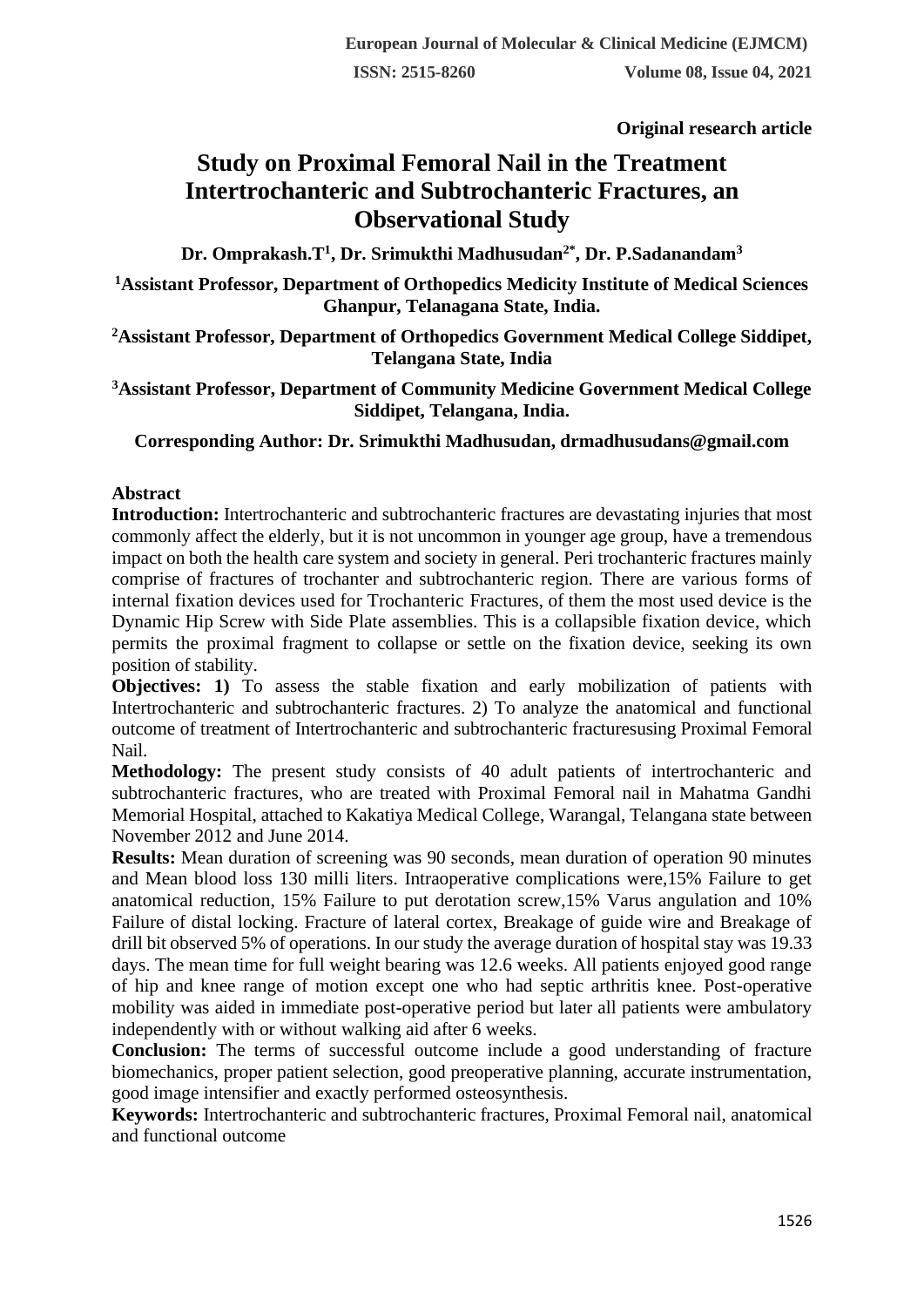**Original research article**

# Study on Proximal Femoral Nail in the Treatment Intertrochanteric and Subtrochanteric Fractures, an Observational Study

**Dr. Omprakash.T[1], Dr. Srimukthi Madhusudan[2*], Dr. P.Sadanandam[3]**

**[1]Assistant Professor, Department of Orthopedics Medicity Institute of Medical Sciences Ghanpur, Telanagana State, India.**

**[2]Assistant Professor, Department of Orthopedics Government Medical College Siddipet, Telangana State, India**

**[3]Assistant Professor, Department of Community Medicine Government Medical College Siddipet, Telangana, India.**

**Corresponding Author: Dr. Srimukthi Madhusudan, drmadhusudans@gmail.com**

## Abstract

**Introduction:** Intertrochanteric and subtrochanteric fractures are devastating injuries that most commonly affect the elderly, but it is not uncommon in younger age group, have a tremendous impact on both the health care system and society in general. Peri trochanteric fractures mainly comprise of fractures of trochanter and subtrochanteric region. There are various forms of internal fixation devices used for Trochanteric Fractures, of them the most used device is the Dynamic Hip Screw with Side Plate assemblies. This is a collapsible fixation device, which permits the proximal fragment to collapse or settle on the fixation device, seeking its own position of stability.

**Objectives: 1)** To assess the stable fixation and early mobilization of patients with Intertrochanteric and subtrochanteric fractures. 2) To analyze the anatomical and functional outcome of treatment of Intertrochanteric and subtrochanteric fracturesusing Proximal Femoral Nail.

**Methodology:** The present study consists of 40 adult patients of intertrochanteric and subtrochanteric fractures, who are treated with Proximal Femoral nail in Mahatma Gandhi Memorial Hospital, attached to Kakatiya Medical College, Warangal, Telangana state between November 2012 and June 2014.

**Results:** Mean duration of screening was 90 seconds, mean duration of operation 90 minutes and Mean blood loss 130 milli liters. Intraoperative complications were,15% Failure to get anatomical reduction, 15% Failure to put derotation screw,15% Varus angulation and 10% Failure of distal locking. Fracture of lateral cortex, Breakage of guide wire and Breakage of drill bit observed 5% of operations. In our study the average duration of hospital stay was 19.33 days. The mean time for full weight bearing was 12.6 weeks. All patients enjoyed good range of hip and knee range of motion except one who had septic arthritis knee. Post-operative mobility was aided in immediate post-operative period but later all patients were ambulatory independently with or without walking aid after 6 weeks.

**Conclusion:** The terms of successful outcome include a good understanding of fracture biomechanics, proper patient selection, good preoperative planning, accurate instrumentation, good image intensifier and exactly performed osteosynthesis.

**Keywords:** Intertrochanteric and subtrochanteric fractures, Proximal Femoral nail, anatomical and functional outcome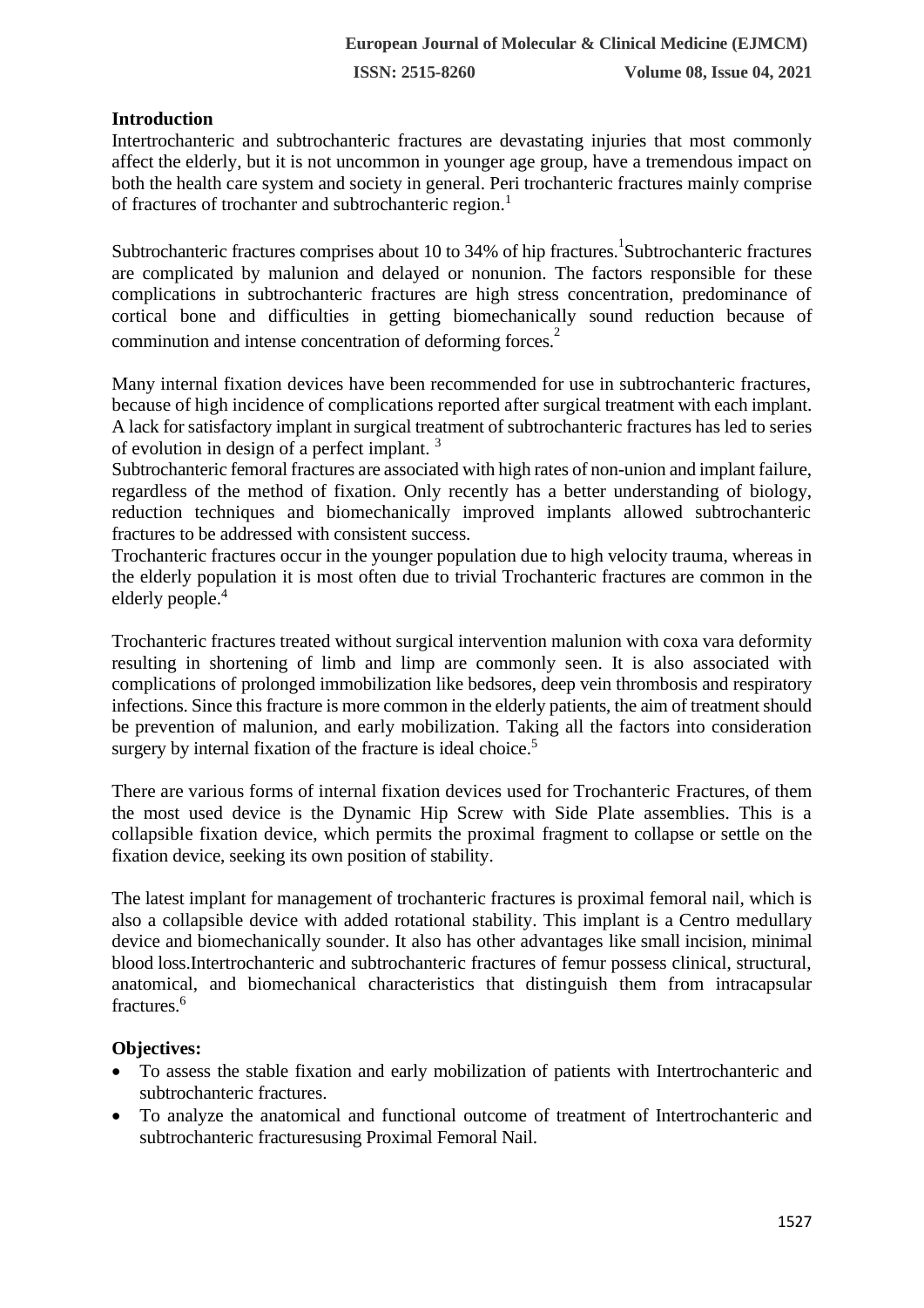## Introduction

Intertrochanteric and subtrochanteric fractures are devastating injuries that most commonly affect the elderly, but it is not uncommon in younger age group, have a tremendous impact on both the health care system and society in general. Peri trochanteric fractures mainly comprise of fractures of trochanter and subtrochanteric region.[1]

Subtrochanteric fractures comprises about 10 to 34% of hip fractures.[1]Subtrochanteric fractures are complicated by malunion and delayed or nonunion. The factors responsible for these complications in subtrochanteric fractures are high stress concentration, predominance of cortical bone and difficulties in getting biomechanically sound reduction because of comminution and intense concentration of deforming forces.[2]

Many internal fixation devices have been recommended for use in subtrochanteric fractures, because of high incidence of complications reported after surgical treatment with each implant. A lack for satisfactory implant in surgical treatment of subtrochanteric fractures has led to series of evolution in design of a perfect implant. [3]

Subtrochanteric femoral fractures are associated with high rates of non-union and implant failure, regardless of the method of fixation. Only recently has a better understanding of biology, reduction techniques and biomechanically improved implants allowed subtrochanteric fractures to be addressed with consistent success.

Trochanteric fractures occur in the younger population due to high velocity trauma, whereas in the elderly population it is most often due to trivial Trochanteric fractures are common in the elderly people.[4]

Trochanteric fractures treated without surgical intervention malunion with coxa vara deformity resulting in shortening of limb and limp are commonly seen. It is also associated with complications of prolonged immobilization like bedsores, deep vein thrombosis and respiratory infections. Since this fracture is more common in the elderly patients, the aim of treatment should be prevention of malunion, and early mobilization. Taking all the factors into consideration surgery by internal fixation of the fracture is ideal choice.[5]

There are various forms of internal fixation devices used for Trochanteric Fractures, of them the most used device is the Dynamic Hip Screw with Side Plate assemblies. This is a collapsible fixation device, which permits the proximal fragment to collapse or settle on the fixation device, seeking its own position of stability.

The latest implant for management of trochanteric fractures is proximal femoral nail, which is also a collapsible device with added rotational stability. This implant is a Centro medullary device and biomechanically sounder. It also has other advantages like small incision, minimal blood loss.Intertrochanteric and subtrochanteric fractures of femur possess clinical, structural, anatomical, and biomechanical characteristics that distinguish them from intracapsular fractures.[6]

## Objectives:

- To assess the stable fixation and early mobilization of patients with Intertrochanteric and subtrochanteric fractures.
- To analyze the anatomical and functional outcome of treatment of Intertrochanteric and subtrochanteric fracturesusing Proximal Femoral Nail.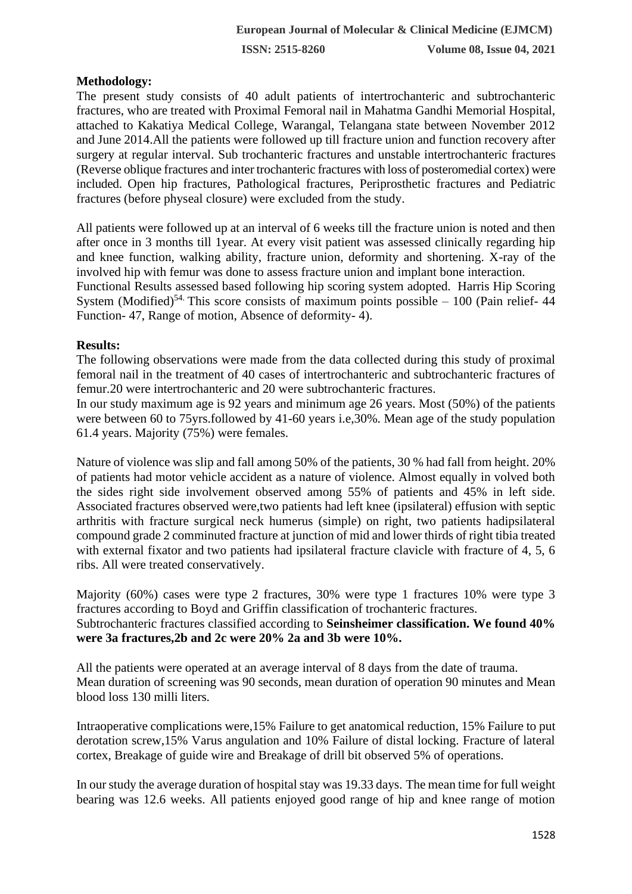**Methodology:**

The present study consists of 40 adult patients of intertrochanteric and subtrochanteric fractures, who are treated with Proximal Femoral nail in Mahatma Gandhi Memorial Hospital, attached to Kakatiya Medical College, Warangal, Telangana state between November 2012 and June 2014.All the patients were followed up till fracture union and function recovery after surgery at regular interval. Sub trochanteric fractures and unstable intertrochanteric fractures (Reverse oblique fractures and inter trochanteric fractures with loss of posteromedial cortex) were included. Open hip fractures, Pathological fractures, Periprosthetic fractures and Pediatric fractures (before physeal closure) were excluded from the study.

All patients were followed up at an interval of 6 weeks till the fracture union is noted and then after once in 3 months till 1year. At every visit patient was assessed clinically regarding hip and knee function, walking ability, fracture union, deformity and shortening. X-ray of the involved hip with femur was done to assess fracture union and implant bone interaction.
Functional Results assessed based following hip scoring system adopted. Harris Hip Scoring System (Modified)[54.] This score consists of maximum points possible – 100 (Pain relief- 44 Function- 47, Range of motion, Absence of deformity- 4).

**Results:**

The following observations were made from the data collected during this study of proximal femoral nail in the treatment of 40 cases of intertrochanteric and subtrochanteric fractures of femur.20 were intertrochanteric and 20 were subtrochanteric fractures.
In our study maximum age is 92 years and minimum age 26 years. Most (50%) of the patients were between 60 to 75yrs.followed by 41-60 years i.e,30%. Mean age of the study population 61.4 years. Majority (75%) were females.

Nature of violence was slip and fall among 50% of the patients, 30 % had fall from height. 20% of patients had motor vehicle accident as a nature of violence. Almost equally in volved both the sides right side involvement observed among 55% of patients and 45% in left side. Associated fractures observed were,two patients had left knee (ipsilateral) effusion with septic arthritis with fracture surgical neck humerus (simple) on right, two patients hadipsilateral compound grade 2 comminuted fracture at junction of mid and lower thirds of right tibia treated with external fixator and two patients had ipsilateral fracture clavicle with fracture of 4, 5, 6 ribs. All were treated conservatively.

Majority (60%) cases were type 2 fractures, 30% were type 1 fractures 10% were type 3 fractures according to Boyd and Griffin classification of trochanteric fractures.
Subtrochanteric fractures classified according to **Seinsheimer classification. We found 40% were 3a fractures,2b and 2c were 20% 2a and 3b were 10%.**

All the patients were operated at an average interval of 8 days from the date of trauma.
Mean duration of screening was 90 seconds, mean duration of operation 90 minutes and Mean blood loss 130 milli liters.

Intraoperative complications were,15% Failure to get anatomical reduction, 15% Failure to put derotation screw,15% Varus angulation and 10% Failure of distal locking. Fracture of lateral cortex, Breakage of guide wire and Breakage of drill bit observed 5% of operations.

In our study the average duration of hospital stay was 19.33 days. The mean time for full weight bearing was 12.6 weeks. All patients enjoyed good range of hip and knee range of motion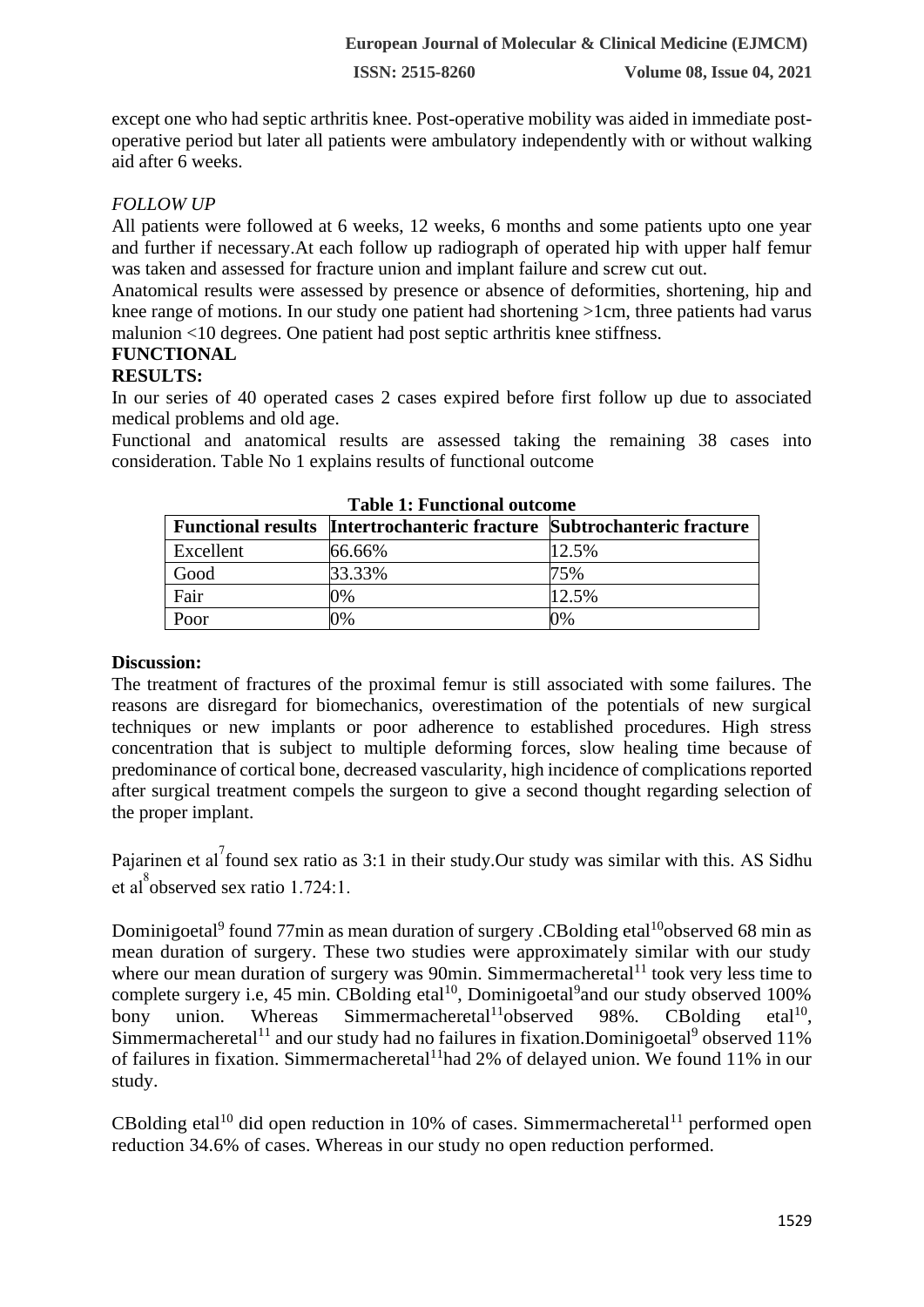except one who had septic arthritis knee. Post-operative mobility was aided in immediate post-operative period but later all patients were ambulatory independently with or without walking aid after 6 weeks.

*FOLLOW UP*

All patients were followed at 6 weeks, 12 weeks, 6 months and some patients upto one year and further if necessary.At each follow up radiograph of operated hip with upper half femur was taken and assessed for fracture union and implant failure and screw cut out.

Anatomical results were assessed by presence or absence of deformities, shortening, hip and knee range of motions. In our study one patient had shortening >1cm, three patients had varus malunion <10 degrees. One patient had post septic arthritis knee stiffness.

**FUNCTIONAL RESULTS:**

In our series of 40 operated cases 2 cases expired before first follow up due to associated medical problems and old age.

Functional and anatomical results are assessed taking the remaining 38 cases into consideration. Table No 1 explains results of functional outcome

**Table 1: Functional outcome**

| Functional results | Intertrochanteric fracture | Subtrochanteric fracture |
|---|---|---|
| Excellent | 66.66% | 12.5% |
| Good | 33.33% | 75% |
| Fair | 0% | 12.5% |
| Poor | 0% | 0% |

**Discussion:**

The treatment of fractures of the proximal femur is still associated with some failures. The reasons are disregard for biomechanics, overestimation of the potentials of new surgical techniques or new implants or poor adherence to established procedures. High stress concentration that is subject to multiple deforming forces, slow healing time because of predominance of cortical bone, decreased vascularity, high incidence of complications reported after surgical treatment compels the surgeon to give a second thought regarding selection of the proper implant.

Pajarinen et al[7] found sex ratio as 3:1 in their study.Our study was similar with this. AS Sidhu et al[8] observed sex ratio 1.724:1.

Dominigoetal[9] found 77min as mean duration of surgery .CBolding etal[10] observed 68 min as mean duration of surgery. These two studies were approximately similar with our study where our mean duration of surgery was 90min. Simmermacheretal[11] took very less time to complete surgery i.e, 45 min. CBolding etal[10], Dominigoetal[9] and our study observed 100% bony union. Whereas Simmermacheretal[11] observed 98%. CBolding etal[10], Simmermacheretal[11] and our study had no failures in fixation.Dominigoetal[9] observed 11% of failures in fixation. Simmermacheretal[11] had 2% of delayed union. We found 11% in our study.

CBolding etal[10] did open reduction in 10% of cases. Simmermacheretal[11] performed open reduction 34.6% of cases. Whereas in our study no open reduction performed.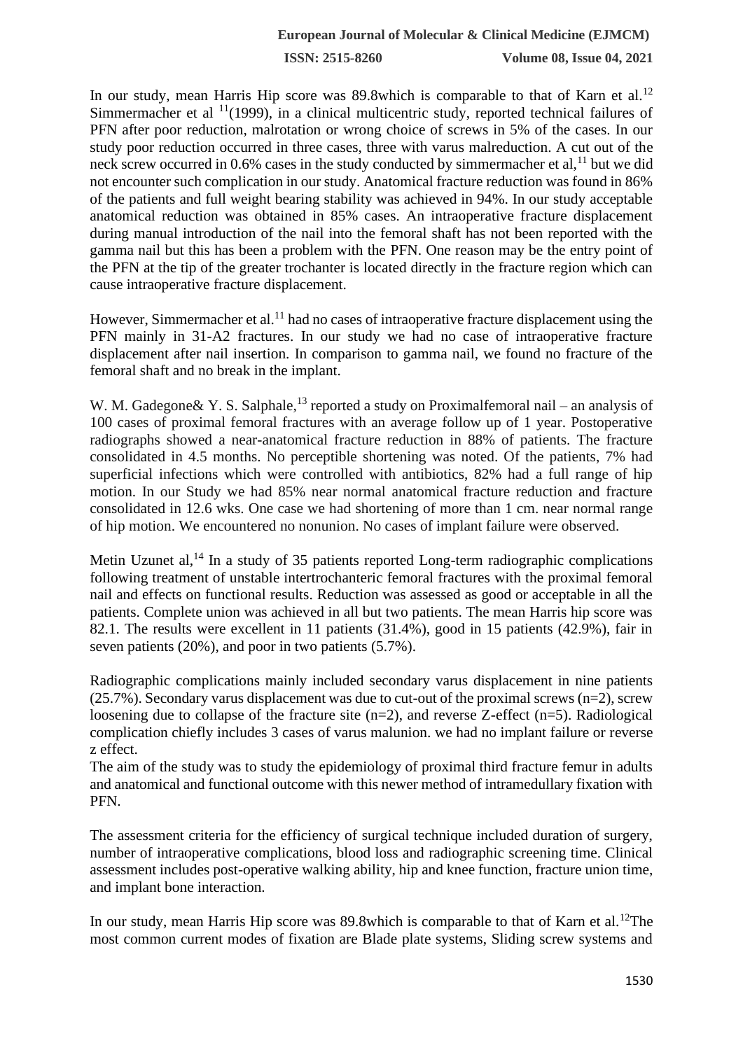In our study, mean Harris Hip score was 89.8which is comparable to that of Karn et al.[12] Simmermacher et al [11](1999), in a clinical multicentric study, reported technical failures of PFN after poor reduction, malrotation or wrong choice of screws in 5% of the cases. In our study poor reduction occurred in three cases, three with varus malreduction. A cut out of the neck screw occurred in 0.6% cases in the study conducted by simmermacher et al,[11] but we did not encounter such complication in our study. Anatomical fracture reduction was found in 86% of the patients and full weight bearing stability was achieved in 94%. In our study acceptable anatomical reduction was obtained in 85% cases. An intraoperative fracture displacement during manual introduction of the nail into the femoral shaft has not been reported with the gamma nail but this has been a problem with the PFN. One reason may be the entry point of the PFN at the tip of the greater trochanter is located directly in the fracture region which can cause intraoperative fracture displacement.

However, Simmermacher et al.[11] had no cases of intraoperative fracture displacement using the PFN mainly in 31-A2 fractures. In our study we had no case of intraoperative fracture displacement after nail insertion. In comparison to gamma nail, we found no fracture of the femoral shaft and no break in the implant.

W. M. Gadegone& Y. S. Salphale,[13] reported a study on Proximalfemoral nail – an analysis of 100 cases of proximal femoral fractures with an average follow up of 1 year. Postoperative radiographs showed a near-anatomical fracture reduction in 88% of patients. The fracture consolidated in 4.5 months. No perceptible shortening was noted. Of the patients, 7% had superficial infections which were controlled with antibiotics, 82% had a full range of hip motion. In our Study we had 85% near normal anatomical fracture reduction and fracture consolidated in 12.6 wks. One case we had shortening of more than 1 cm. near normal range of hip motion. We encountered no nonunion. No cases of implant failure were observed.

Metin Uzunet al,[14] In a study of 35 patients reported Long-term radiographic complications following treatment of unstable intertrochanteric femoral fractures with the proximal femoral nail and effects on functional results. Reduction was assessed as good or acceptable in all the patients. Complete union was achieved in all but two patients. The mean Harris hip score was 82.1. The results were excellent in 11 patients (31.4%), good in 15 patients (42.9%), fair in seven patients (20%), and poor in two patients (5.7%).

Radiographic complications mainly included secondary varus displacement in nine patients (25.7%). Secondary varus displacement was due to cut-out of the proximal screws (n=2), screw loosening due to collapse of the fracture site (n=2), and reverse Z-effect (n=5). Radiological complication chiefly includes 3 cases of varus malunion. we had no implant failure or reverse z effect.
The aim of the study was to study the epidemiology of proximal third fracture femur in adults and anatomical and functional outcome with this newer method of intramedullary fixation with PFN.

The assessment criteria for the efficiency of surgical technique included duration of surgery, number of intraoperative complications, blood loss and radiographic screening time. Clinical assessment includes post-operative walking ability, hip and knee function, fracture union time, and implant bone interaction.

In our study, mean Harris Hip score was 89.8which is comparable to that of Karn et al.[12]The most common current modes of fixation are Blade plate systems, Sliding screw systems and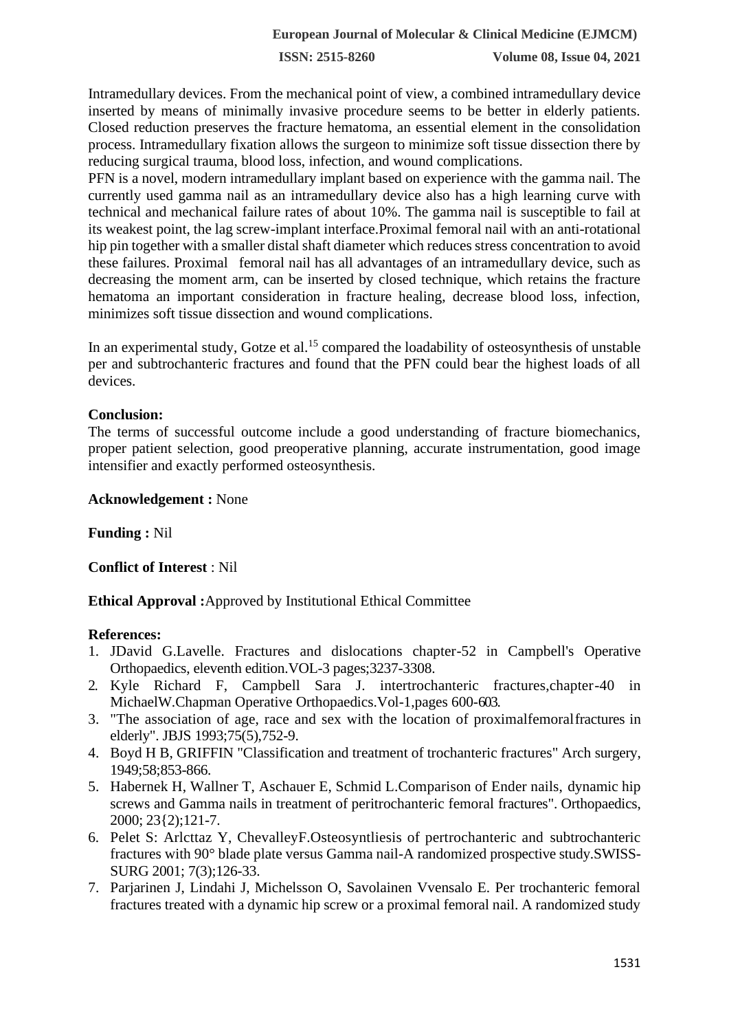Intramedullary devices. From the mechanical point of view, a combined intramedullary device inserted by means of minimally invasive procedure seems to be better in elderly patients. Closed reduction preserves the fracture hematoma, an essential element in the consolidation process. Intramedullary fixation allows the surgeon to minimize soft tissue dissection there by reducing surgical trauma, blood loss, infection, and wound complications.

PFN is a novel, modern intramedullary implant based on experience with the gamma nail. The currently used gamma nail as an intramedullary device also has a high learning curve with technical and mechanical failure rates of about 10%. The gamma nail is susceptible to fail at its weakest point, the lag screw-implant interface.Proximal femoral nail with an anti-rotational hip pin together with a smaller distal shaft diameter which reduces stress concentration to avoid these failures. Proximal femoral nail has all advantages of an intramedullary device, such as decreasing the moment arm, can be inserted by closed technique, which retains the fracture hematoma an important consideration in fracture healing, decrease blood loss, infection, minimizes soft tissue dissection and wound complications.

In an experimental study, Gotze et al.[15] compared the loadability of osteosynthesis of unstable per and subtrochanteric fractures and found that the PFN could bear the highest loads of all devices.

**Conclusion:**

The terms of successful outcome include a good understanding of fracture biomechanics, proper patient selection, good preoperative planning, accurate instrumentation, good image intensifier and exactly performed osteosynthesis.

**Acknowledgement :** None

**Funding :** Nil

**Conflict of Interest** : Nil

**Ethical Approval :**Approved by Institutional Ethical Committee

**References:**

1. JDavid G.Lavelle. Fractures and dislocations chapter-52 in Campbell's Operative Orthopaedics, eleventh edition.VOL-3 pages;3237-3308.
2. Kyle Richard F, Campbell Sara J. intertrochanteric fractures,chapter-40 in MichaelW.Chapman Operative Orthopaedics.Vol-1,pages 600-603.
3. "The association of age, race and sex with the location of proximalfemoralfractures in elderly". JBJS 1993;75(5),752-9.
4. Boyd H B, GRIFFIN "Classification and treatment of trochanteric fractures" Arch surgery, 1949;58;853-866.
5. Habernek H, Wallner T, Aschauer E, Schmid L.Comparison of Ender nails, dynamic hip screws and Gamma nails in treatment of peritrochanteric femoral fractures". Orthopaedics, 2000; 23{2);121-7.
6. Pelet S: Arlcttaz Y, ChevalleyF.Osteosyntliesis of pertrochanteric and subtrochanteric fractures with 90° blade plate versus Gamma nail-A randomized prospective study.SWISS-SURG 2001; 7(3);126-33.
7. Parjarinen J, Lindahi J, Michelsson O, Savolainen Vvensalo E. Per trochanteric femoral fractures treated with a dynamic hip screw or a proximal femoral nail. A randomized study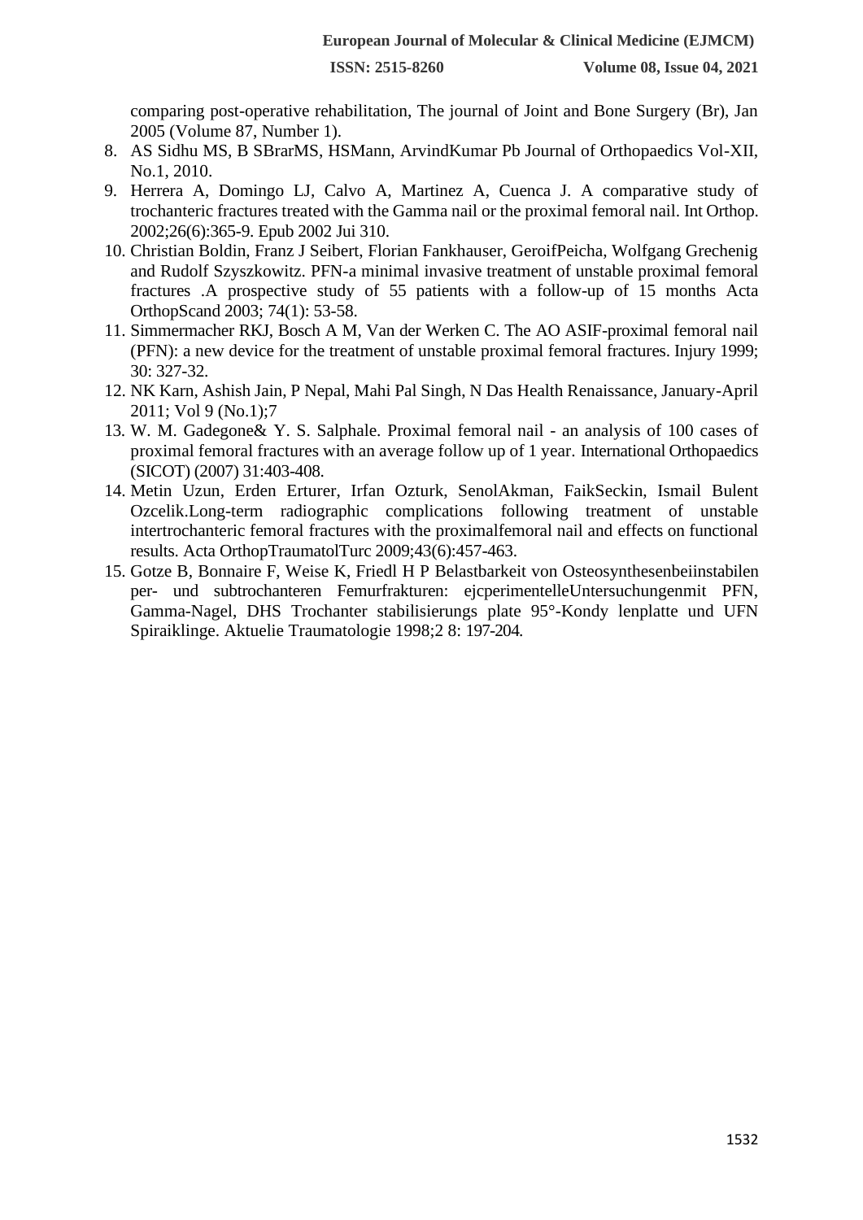comparing post-operative rehabilitation, The journal of Joint and Bone Surgery (Br), Jan 2005 (Volume 87, Number 1).

8. AS Sidhu MS, B SBrarMS, HSMann, ArvindKumar Pb Journal of Orthopaedics Vol-XII, No.1, 2010.
9. Herrera A, Domingo LJ, Calvo A, Martinez A, Cuenca J. A comparative study of trochanteric fractures treated with the Gamma nail or the proximal femoral nail. Int Orthop. 2002;26(6):365-9. Epub 2002 Jui 310.
10. Christian Boldin, Franz J Seibert, Florian Fankhauser, GeroifPeicha, Wolfgang Grechenig and Rudolf Szyszkowitz. PFN-a minimal invasive treatment of unstable proximal femoral fractures .A prospective study of 55 patients with a follow-up of 15 months Acta OrthopScand 2003; 74(1): 53-58.
11. Simmermacher RKJ, Bosch A M, Van der Werken C. The AO ASIF-proximal femoral nail (PFN): a new device for the treatment of unstable proximal femoral fractures. Injury 1999; 30: 327-32.
12. NK Karn, Ashish Jain, P Nepal, Mahi Pal Singh, N Das Health Renaissance, January-April 2011; Vol 9 (No.1);7
13. W. M. Gadegone& Y. S. Salphale. Proximal femoral nail - an analysis of 100 cases of proximal femoral fractures with an average follow up of 1 year. International Orthopaedics (SICOT) (2007) 31:403-408.
14. Metin Uzun, Erden Erturer, Irfan Ozturk, SenolAkman, FaikSeckin, Ismail Bulent Ozcelik.Long-term radiographic complications following treatment of unstable intertrochanteric femoral fractures with the proximalfemoral nail and effects on functional results. Acta OrthopTraumatolTurc 2009;43(6):457-463.
15. Gotze B, Bonnaire F, Weise K, Friedl H P Belastbarkeit von Osteosynthesenbeiinstabilen per- und subtrochanteren Femurfrakturen: ejcperimentelleUntersuchungenmit PFN, Gamma-Nagel, DHS Trochanter stabilisierungs plate 95°-Kondy lenplatte und UFN Spiraiklinge. Aktuelie Traumatologie 1998;2 8: 197-204.